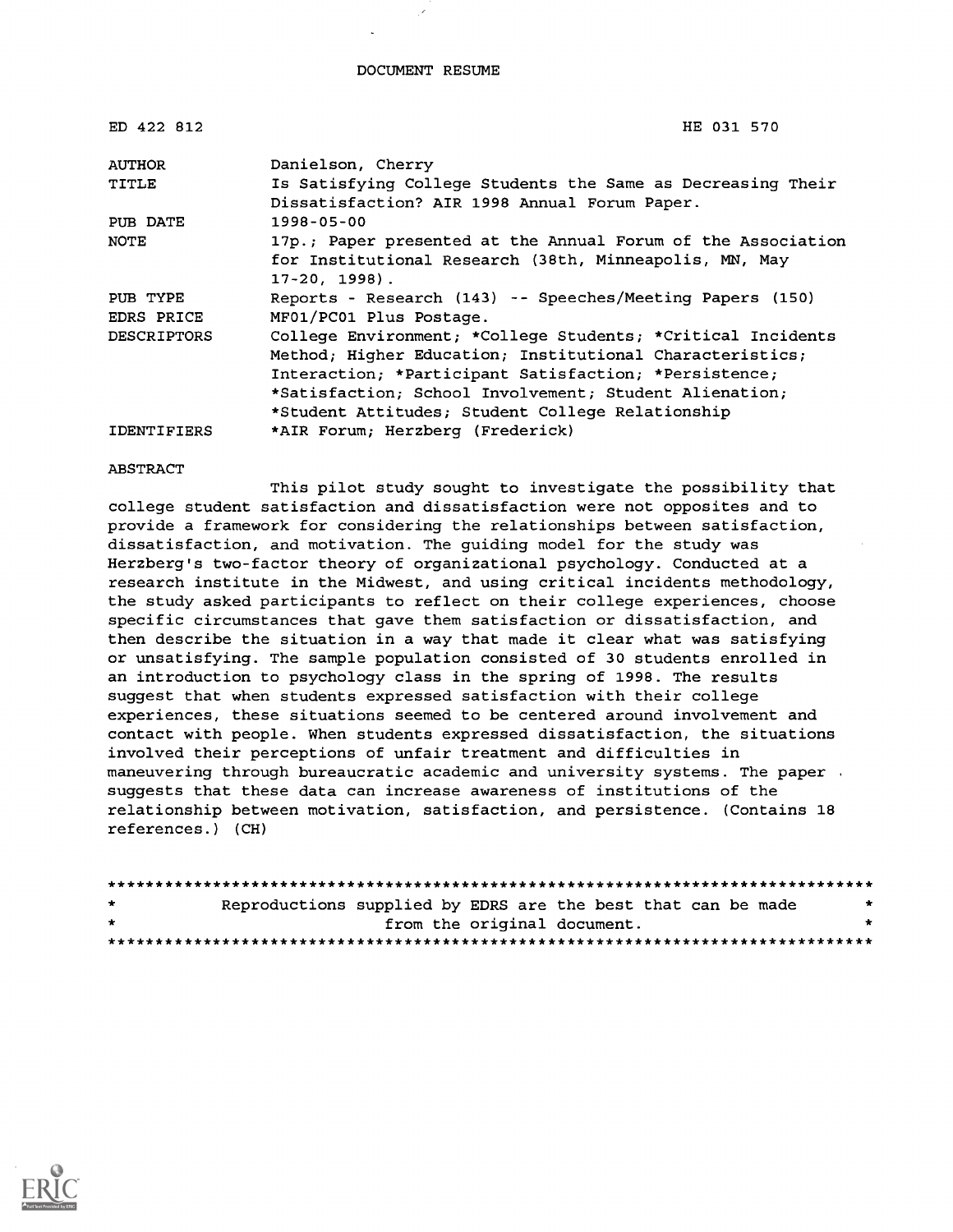# DOCUMENT RESUME

| | |
|---|---|
| ED 422 812 | HE 031 570 |
| AUTHOR | Danielson, Cherry |
| TITLE | Is Satisfying College Students the Same as Decreasing Their Dissatisfaction? AIR 1998 Annual Forum Paper. |
| PUB DATE | 1998-05-00 |
| NOTE | 17p.; Paper presented at the Annual Forum of the Association for Institutional Research (38th, Minneapolis, MN, May 17-20, 1998). |
| PUB TYPE | Reports - Research (143) -- Speeches/Meeting Papers (150) |
| EDRS PRICE | MF01/PC01 Plus Postage. |
| DESCRIPTORS | College Environment; *College Students; *Critical Incidents Method; Higher Education; Institutional Characteristics; Interaction; *Participant Satisfaction; *Persistence; *Satisfaction; School Involvement; Student Alienation; *Student Attitudes; Student College Relationship |
| IDENTIFIERS | *AIR Forum; Herzberg (Frederick) |

## ABSTRACT

This pilot study sought to investigate the possibility that college student satisfaction and dissatisfaction were not opposites and to provide a framework for considering the relationships between satisfaction, dissatisfaction, and motivation. The guiding model for the study was Herzberg's two-factor theory of organizational psychology. Conducted at a research institute in the Midwest, and using critical incidents methodology, the study asked participants to reflect on their college experiences, choose specific circumstances that gave them satisfaction or dissatisfaction, and then describe the situation in a way that made it clear what was satisfying or unsatisfying. The sample population consisted of 30 students enrolled in an introduction to psychology class in the spring of 1998. The results suggest that when students expressed satisfaction with their college experiences, these situations seemed to be centered around involvement and contact with people. When students expressed dissatisfaction, the situations involved their perceptions of unfair treatment and difficulties in maneuvering through bureaucratic academic and university systems. The paper suggests that these data can increase awareness of institutions of the relationship between motivation, satisfaction, and persistence. (Contains 18 references.) (CH)

********************************************************************************
* Reproductions supplied by EDRS are the best that can be made *
* from the original document. *
********************************************************************************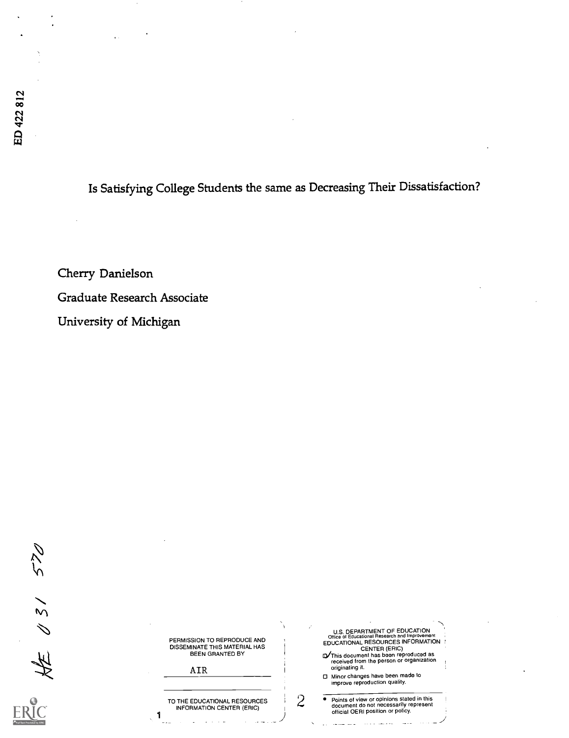ED 422 812

# Is Satisfying College Students the same as Decreasing Their Dissatisfaction?

Cherry Danielson

Graduate Research Associate

University of Michigan

HE 031 570

PERMISSION TO REPRODUCE AND DISSEMINATE THIS MATERIAL HAS BEEN GRANTED BY

AIR

TO THE EDUCATIONAL RESOURCES INFORMATION CENTER (ERIC)

U.S. DEPARTMENT OF EDUCATION
Office of Educational Research and Improvement
EDUCATIONAL RESOURCES INFORMATION CENTER (ERIC)

- [x] This document has been reproduced as received from the person or organization originating it.
- [ ] Minor changes have been made to improve reproduction quality.

- Points of view or opinions stated in this document do not necessarily represent official OERI position or policy.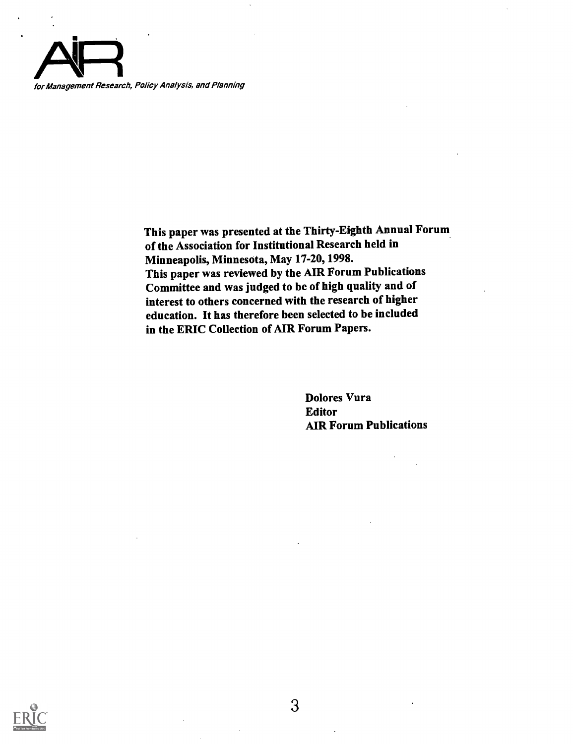AIR

*for Management Research, Policy Analysis, and Planning*

**This paper was presented at the Thirty-Eighth Annual Forum of the Association for Institutional Research held in Minneapolis, Minnesota, May 17-20, 1998.**
**This paper was reviewed by the AIR Forum Publications Committee and was judged to be of high quality and of interest to others concerned with the research of higher education. It has therefore been selected to be included in the ERIC Collection of AIR Forum Papers.**

**Dolores Vura**
**Editor**
**AIR Forum Publications**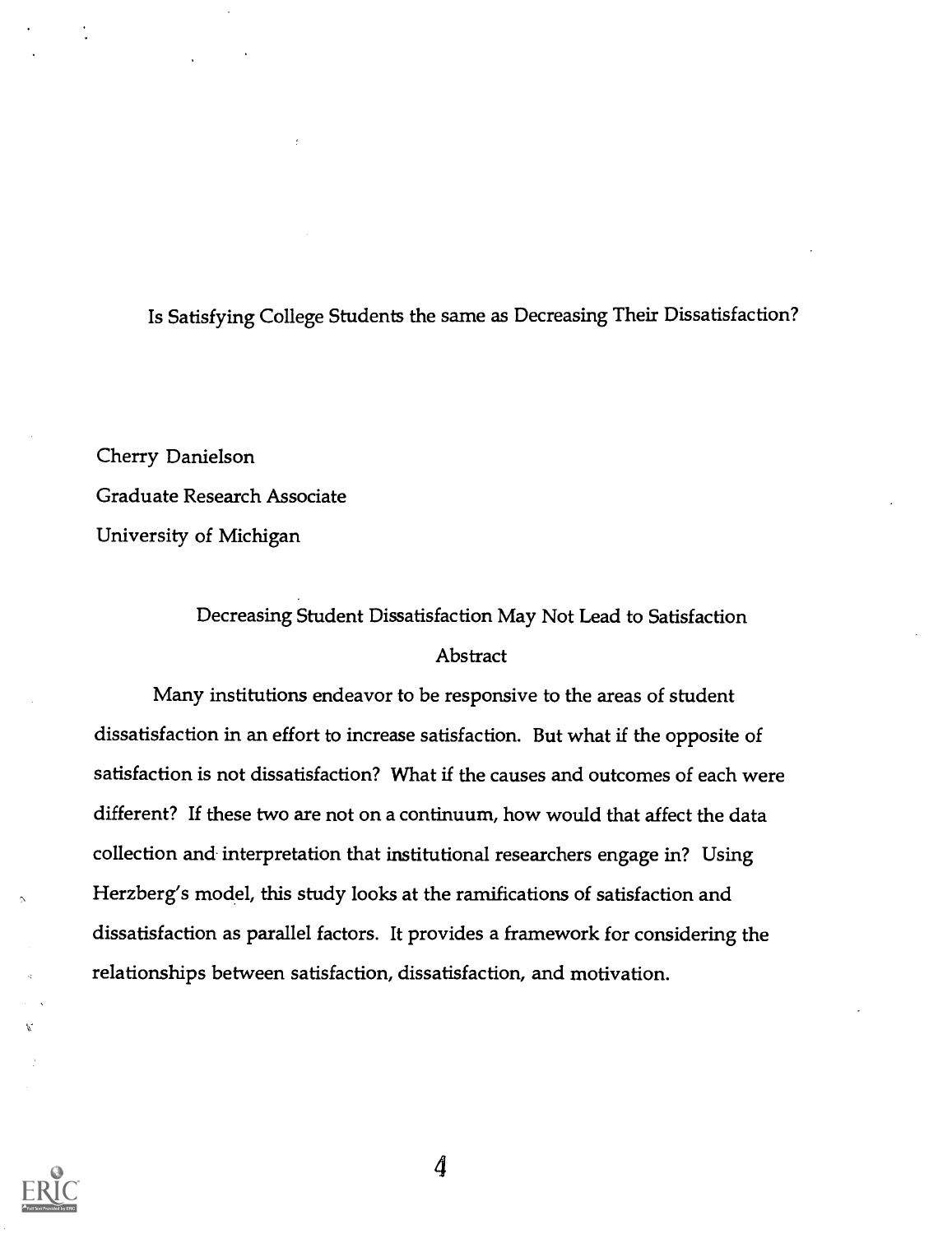# Is Satisfying College Students the same as Decreasing Their Dissatisfaction?

Cherry Danielson
Graduate Research Associate
University of Michigan

## Decreasing Student Dissatisfaction May Not Lead to Satisfaction

### Abstract

Many institutions endeavor to be responsive to the areas of student dissatisfaction in an effort to increase satisfaction. But what if the opposite of satisfaction is not dissatisfaction? What if the causes and outcomes of each were different? If these two are not on a continuum, how would that affect the data collection and interpretation that institutional researchers engage in? Using Herzberg's model, this study looks at the ramifications of satisfaction and dissatisfaction as parallel factors. It provides a framework for considering the relationships between satisfaction, dissatisfaction, and motivation.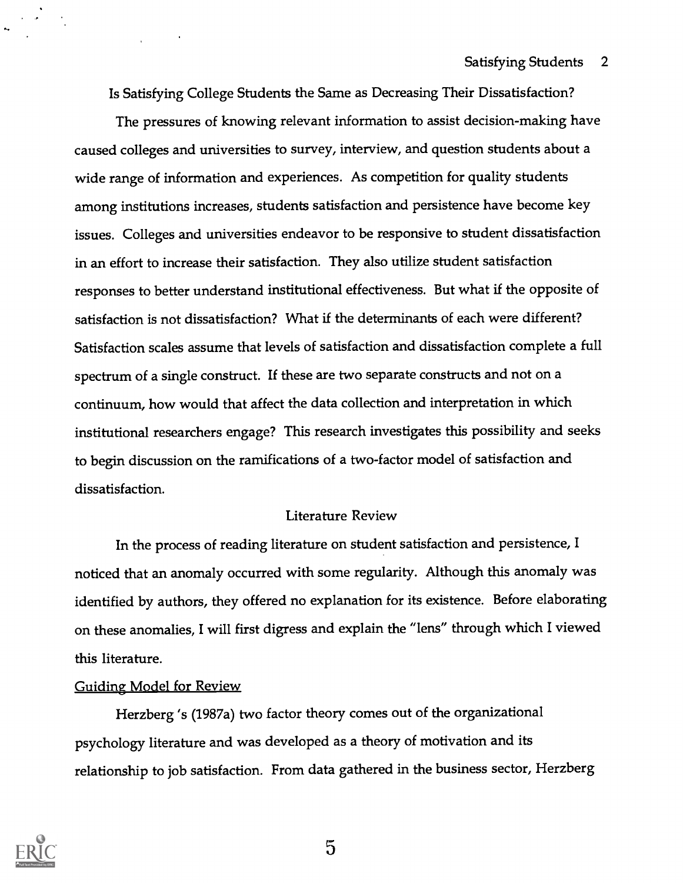# Is Satisfying College Students the Same as Decreasing Their Dissatisfaction?

The pressures of knowing relevant information to assist decision-making have caused colleges and universities to survey, interview, and question students about a wide range of information and experiences. As competition for quality students among institutions increases, students satisfaction and persistence have become key issues. Colleges and universities endeavor to be responsive to student dissatisfaction in an effort to increase their satisfaction. They also utilize student satisfaction responses to better understand institutional effectiveness. But what if the opposite of satisfaction is not dissatisfaction? What if the determinants of each were different? Satisfaction scales assume that levels of satisfaction and dissatisfaction complete a full spectrum of a single construct. If these are two separate constructs and not on a continuum, how would that affect the data collection and interpretation in which institutional researchers engage? This research investigates this possibility and seeks to begin discussion on the ramifications of a two-factor model of satisfaction and dissatisfaction.

## Literature Review

In the process of reading literature on student satisfaction and persistence, I noticed that an anomaly occurred with some regularity. Although this anomaly was identified by authors, they offered no explanation for its existence. Before elaborating on these anomalies, I will first digress and explain the "lens" through which I viewed this literature.

### Guiding Model for Review

Herzberg 's (1987a) two factor theory comes out of the organizational psychology literature and was developed as a theory of motivation and its relationship to job satisfaction. From data gathered in the business sector, Herzberg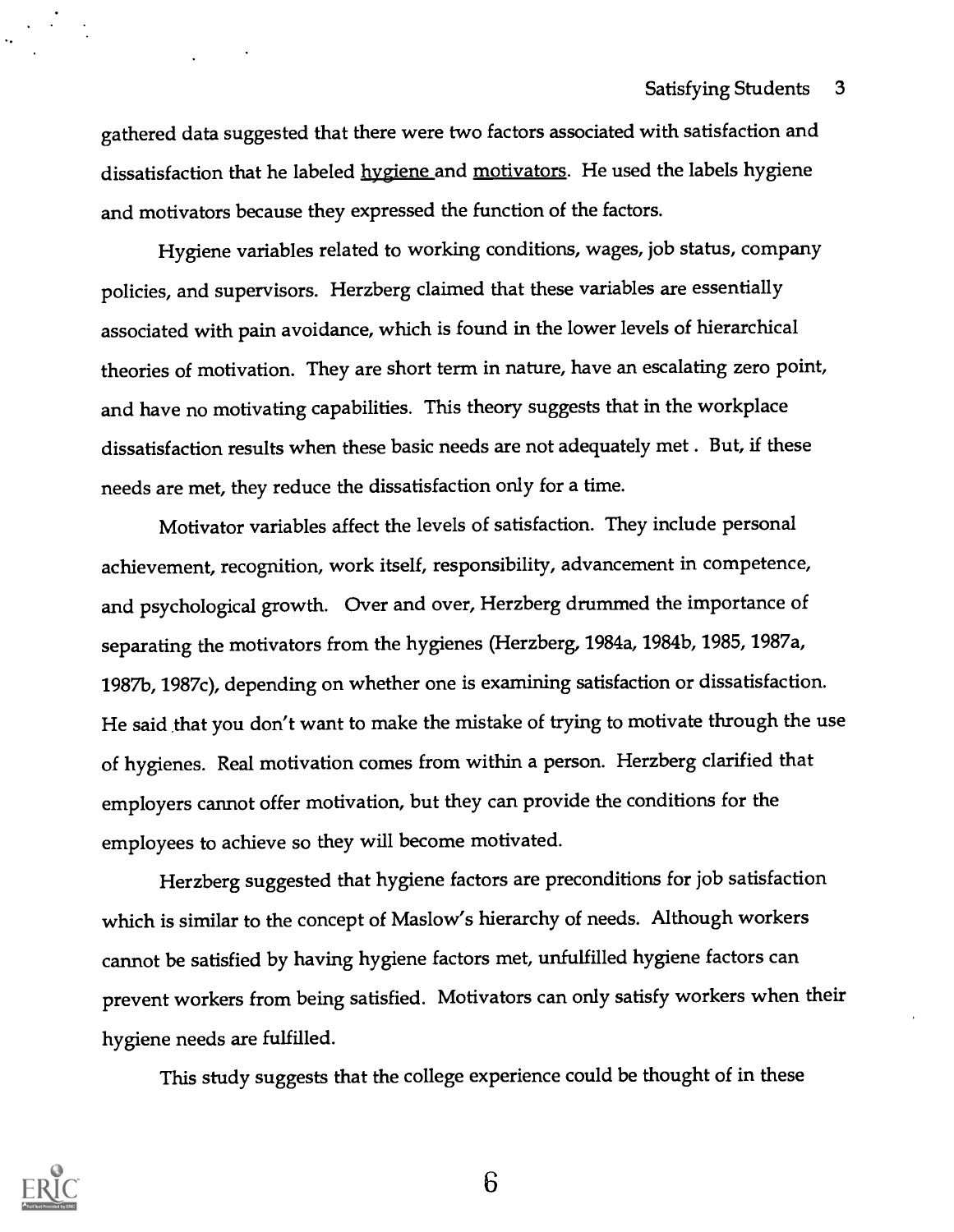gathered data suggested that there were two factors associated with satisfaction and dissatisfaction that he labeled hygiene and motivators. He used the labels hygiene and motivators because they expressed the function of the factors.

Hygiene variables related to working conditions, wages, job status, company policies, and supervisors. Herzberg claimed that these variables are essentially associated with pain avoidance, which is found in the lower levels of hierarchical theories of motivation. They are short term in nature, have an escalating zero point, and have no motivating capabilities. This theory suggests that in the workplace dissatisfaction results when these basic needs are not adequately met . But, if these needs are met, they reduce the dissatisfaction only for a time.

Motivator variables affect the levels of satisfaction. They include personal achievement, recognition, work itself, responsibility, advancement in competence, and psychological growth. Over and over, Herzberg drummed the importance of separating the motivators from the hygienes (Herzberg, 1984a, 1984b, 1985, 1987a, 1987b, 1987c), depending on whether one is examining satisfaction or dissatisfaction. He said that you don't want to make the mistake of trying to motivate through the use of hygienes. Real motivation comes from within a person. Herzberg clarified that employers cannot offer motivation, but they can provide the conditions for the employees to achieve so they will become motivated.

Herzberg suggested that hygiene factors are preconditions for job satisfaction which is similar to the concept of Maslow's hierarchy of needs. Although workers cannot be satisfied by having hygiene factors met, unfulfilled hygiene factors can prevent workers from being satisfied. Motivators can only satisfy workers when their hygiene needs are fulfilled.

This study suggests that the college experience could be thought of in these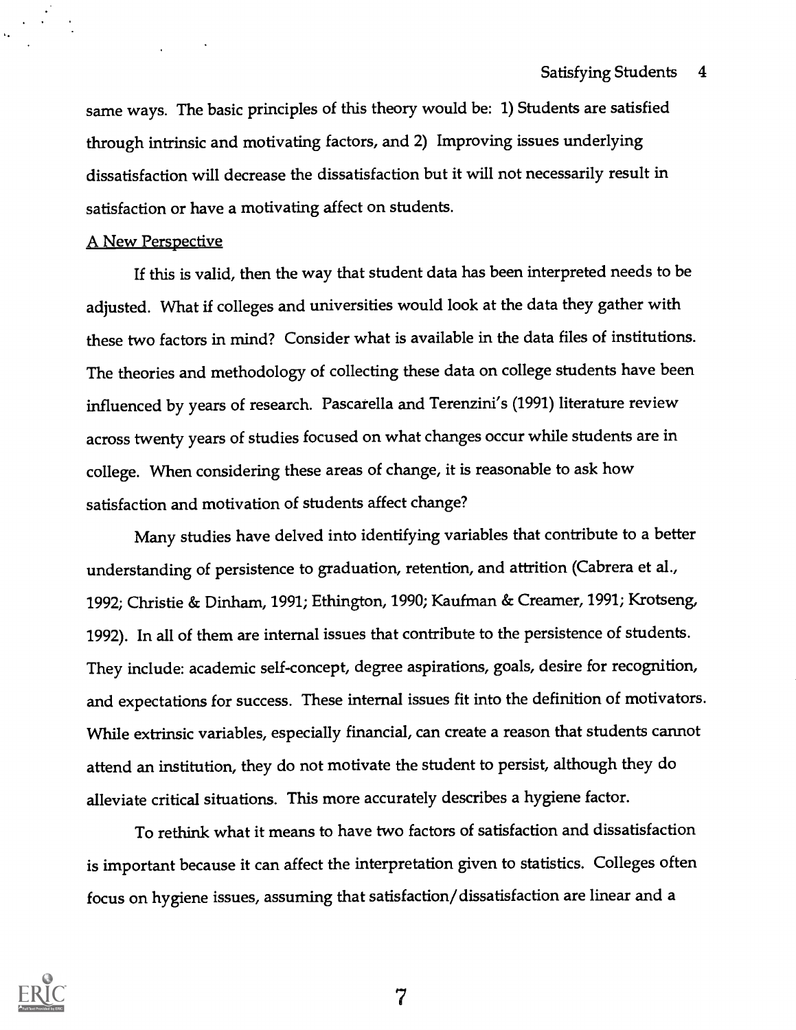same ways. The basic principles of this theory would be: 1) Students are satisfied through intrinsic and motivating factors, and 2) Improving issues underlying dissatisfaction will decrease the dissatisfaction but it will not necessarily result in satisfaction or have a motivating affect on students.

A New Perspective

If this is valid, then the way that student data has been interpreted needs to be adjusted. What if colleges and universities would look at the data they gather with these two factors in mind? Consider what is available in the data files of institutions. The theories and methodology of collecting these data on college students have been influenced by years of research. Pascarella and Terenzini's (1991) literature review across twenty years of studies focused on what changes occur while students are in college. When considering these areas of change, it is reasonable to ask how satisfaction and motivation of students affect change?

Many studies have delved into identifying variables that contribute to a better understanding of persistence to graduation, retention, and attrition (Cabrera et al., 1992; Christie & Dinham, 1991; Ethington, 1990; Kaufman & Creamer, 1991; Krotseng, 1992). In all of them are internal issues that contribute to the persistence of students. They include: academic self-concept, degree aspirations, goals, desire for recognition, and expectations for success. These internal issues fit into the definition of motivators. While extrinsic variables, especially financial, can create a reason that students cannot attend an institution, they do not motivate the student to persist, although they do alleviate critical situations. This more accurately describes a hygiene factor.

To rethink what it means to have two factors of satisfaction and dissatisfaction is important because it can affect the interpretation given to statistics. Colleges often focus on hygiene issues, assuming that satisfaction/dissatisfaction are linear and a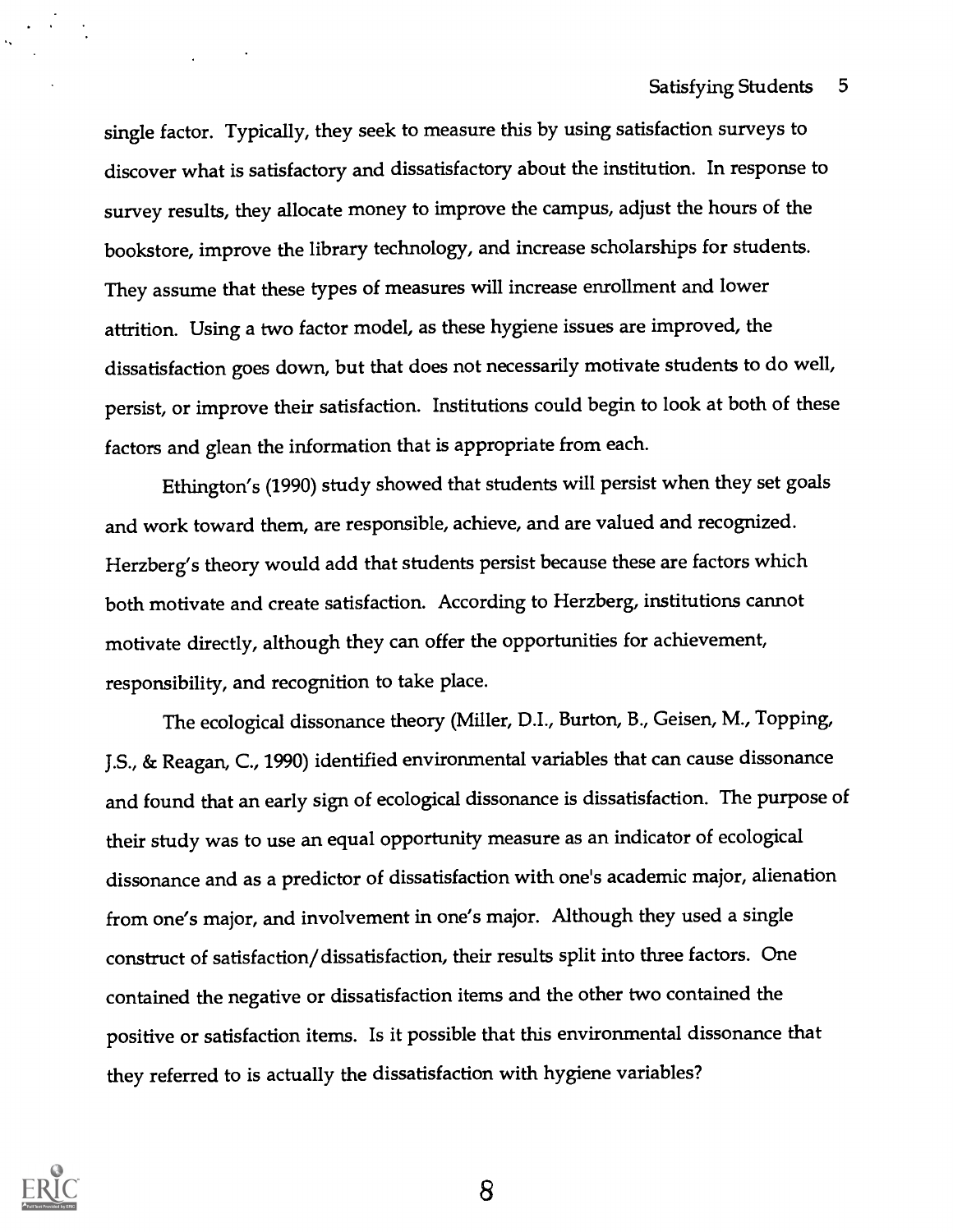single factor. Typically, they seek to measure this by using satisfaction surveys to discover what is satisfactory and dissatisfactory about the institution. In response to survey results, they allocate money to improve the campus, adjust the hours of the bookstore, improve the library technology, and increase scholarships for students. They assume that these types of measures will increase enrollment and lower attrition. Using a two factor model, as these hygiene issues are improved, the dissatisfaction goes down, but that does not necessarily motivate students to do well, persist, or improve their satisfaction. Institutions could begin to look at both of these factors and glean the information that is appropriate from each.

Ethington's (1990) study showed that students will persist when they set goals and work toward them, are responsible, achieve, and are valued and recognized. Herzberg's theory would add that students persist because these are factors which both motivate and create satisfaction. According to Herzberg, institutions cannot motivate directly, although they can offer the opportunities for achievement, responsibility, and recognition to take place.

The ecological dissonance theory (Miller, D.I., Burton, B., Geisen, M., Topping, J.S., & Reagan, C., 1990) identified environmental variables that can cause dissonance and found that an early sign of ecological dissonance is dissatisfaction. The purpose of their study was to use an equal opportunity measure as an indicator of ecological dissonance and as a predictor of dissatisfaction with one's academic major, alienation from one's major, and involvement in one's major. Although they used a single construct of satisfaction/dissatisfaction, their results split into three factors. One contained the negative or dissatisfaction items and the other two contained the positive or satisfaction items. Is it possible that this environmental dissonance that they referred to is actually the dissatisfaction with hygiene variables?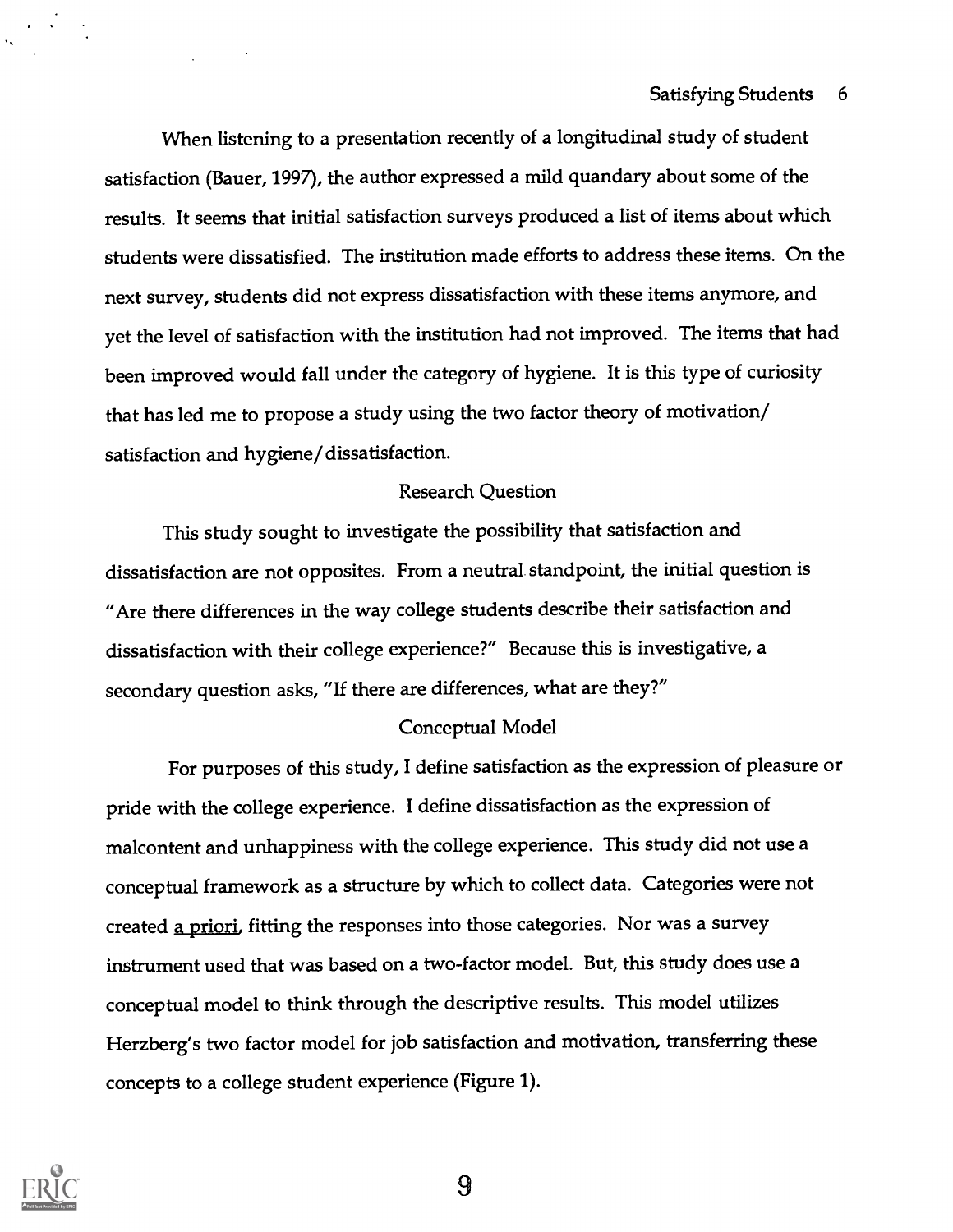When listening to a presentation recently of a longitudinal study of student satisfaction (Bauer, 1997), the author expressed a mild quandary about some of the results. It seems that initial satisfaction surveys produced a list of items about which students were dissatisfied. The institution made efforts to address these items. On the next survey, students did not express dissatisfaction with these items anymore, and yet the level of satisfaction with the institution had not improved. The items that had been improved would fall under the category of hygiene. It is this type of curiosity that has led me to propose a study using the two factor theory of motivation/ satisfaction and hygiene/dissatisfaction.

## Research Question

This study sought to investigate the possibility that satisfaction and dissatisfaction are not opposites. From a neutral standpoint, the initial question is "Are there differences in the way college students describe their satisfaction and dissatisfaction with their college experience?" Because this is investigative, a secondary question asks, "If there are differences, what are they?"

## Conceptual Model

For purposes of this study, I define satisfaction as the expression of pleasure or pride with the college experience. I define dissatisfaction as the expression of malcontent and unhappiness with the college experience. This study did not use a conceptual framework as a structure by which to collect data. Categories were not created a priori, fitting the responses into those categories. Nor was a survey instrument used that was based on a two-factor model. But, this study does use a conceptual model to think through the descriptive results. This model utilizes Herzberg's two factor model for job satisfaction and motivation, transferring these concepts to a college student experience (Figure 1).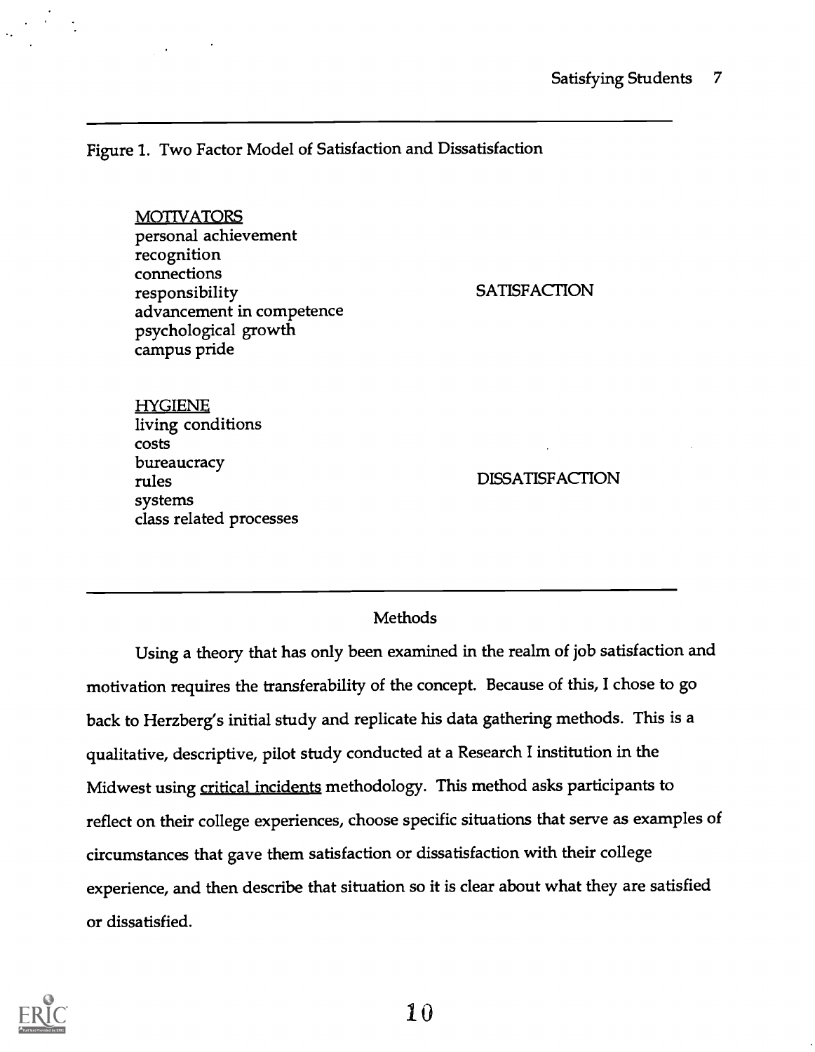Figure 1. Two Factor Model of Satisfaction and Dissatisfaction

| | |
|---|---|
| <u>MOTIVATORS</u><br>personal achievement<br>recognition<br>connections<br>responsibility<br>advancement in competence<br>psychological growth<br>campus pride | SATISFACTION |
| <u>HYGIENE</u><br>living conditions<br>costs<br>bureaucracy<br>rules<br>systems<br>class related processes | DISSATISFACTION |

## Methods

Using a theory that has only been examined in the realm of job satisfaction and motivation requires the transferability of the concept. Because of this, I chose to go back to Herzberg's initial study and replicate his data gathering methods. This is a qualitative, descriptive, pilot study conducted at a Research I institution in the Midwest using <u>critical incidents</u> methodology. This method asks participants to reflect on their college experiences, choose specific situations that serve as examples of circumstances that gave them satisfaction or dissatisfaction with their college experience, and then describe that situation so it is clear about what they are satisfied or dissatisfied.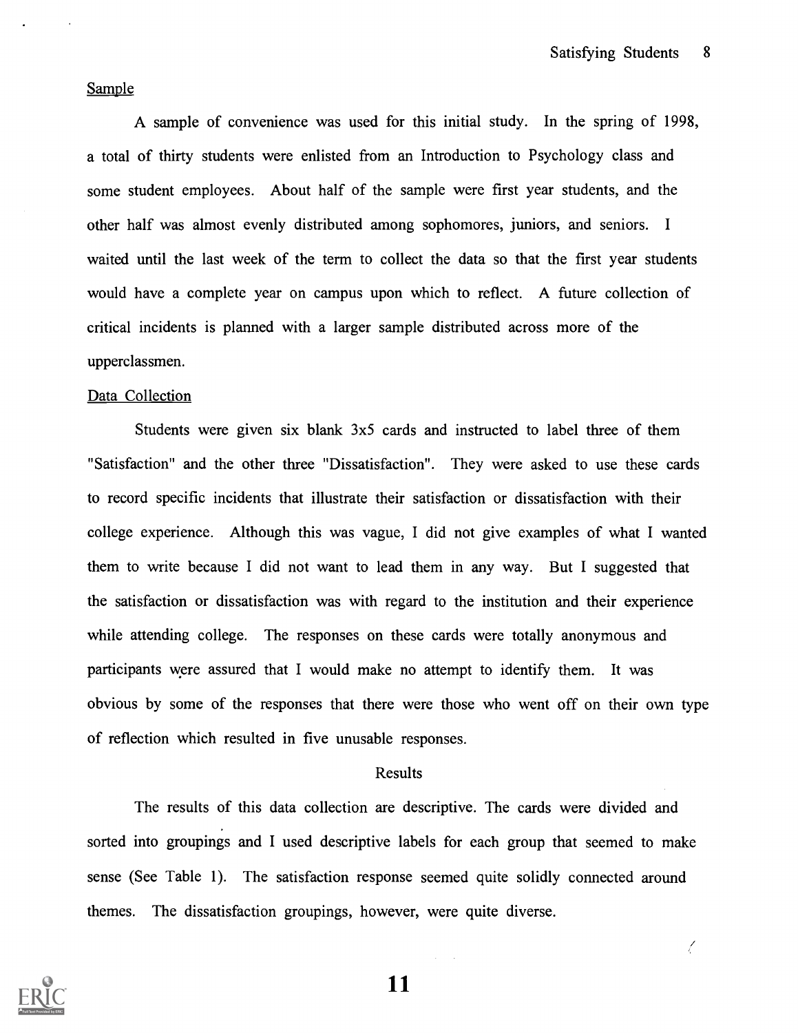Sample

A sample of convenience was used for this initial study. In the spring of 1998, a total of thirty students were enlisted from an Introduction to Psychology class and some student employees. About half of the sample were first year students, and the other half was almost evenly distributed among sophomores, juniors, and seniors. I waited until the last week of the term to collect the data so that the first year students would have a complete year on campus upon which to reflect. A future collection of critical incidents is planned with a larger sample distributed across more of the upperclassmen.

Data Collection

Students were given six blank 3x5 cards and instructed to label three of them "Satisfaction" and the other three "Dissatisfaction". They were asked to use these cards to record specific incidents that illustrate their satisfaction or dissatisfaction with their college experience. Although this was vague, I did not give examples of what I wanted them to write because I did not want to lead them in any way. But I suggested that the satisfaction or dissatisfaction was with regard to the institution and their experience while attending college. The responses on these cards were totally anonymous and participants were assured that I would make no attempt to identify them. It was obvious by some of the responses that there were those who went off on their own type of reflection which resulted in five unusable responses.

## Results

The results of this data collection are descriptive. The cards were divided and sorted into groupings and I used descriptive labels for each group that seemed to make sense (See Table 1). The satisfaction response seemed quite solidly connected around themes. The dissatisfaction groupings, however, were quite diverse.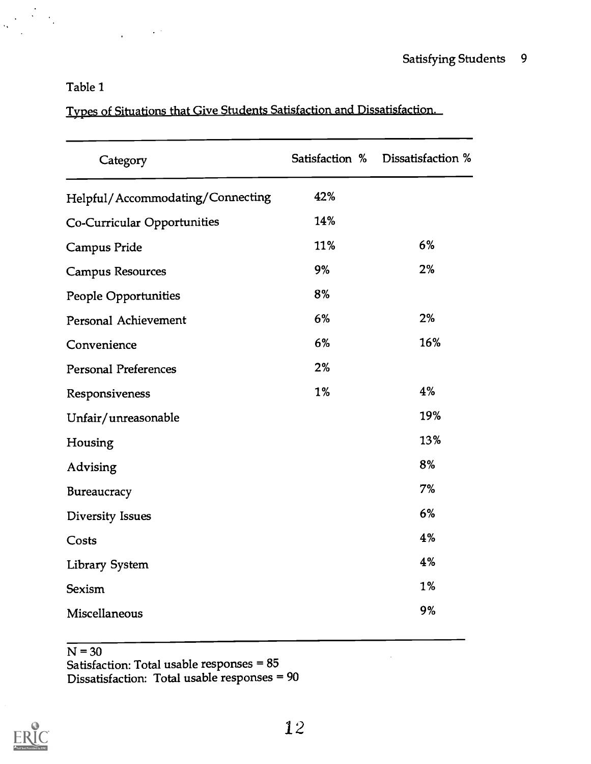Table 1

Types of Situations that Give Students Satisfaction and Dissatisfaction.

| Category | Satisfaction % | Dissatisfaction % |
|---|---|---|
| Helpful/Accommodating/Connecting | 42% | |
| Co-Curricular Opportunities | 14% | |
| Campus Pride | 11% | 6% |
| Campus Resources | 9% | 2% |
| People Opportunities | 8% | |
| Personal Achievement | 6% | 2% |
| Convenience | 6% | 16% |
| Personal Preferences | 2% | |
| Responsiveness | 1% | 4% |
| Unfair/unreasonable | | 19% |
| Housing | | 13% |
| Advising | | 8% |
| Bureaucracy | | 7% |
| Diversity Issues | | 6% |
| Costs | | 4% |
| Library System | | 4% |
| Sexism | | 1% |
| Miscellaneous | | 9% |

N = 30
Satisfaction: Total usable responses = 85
Dissatisfaction: Total usable responses = 90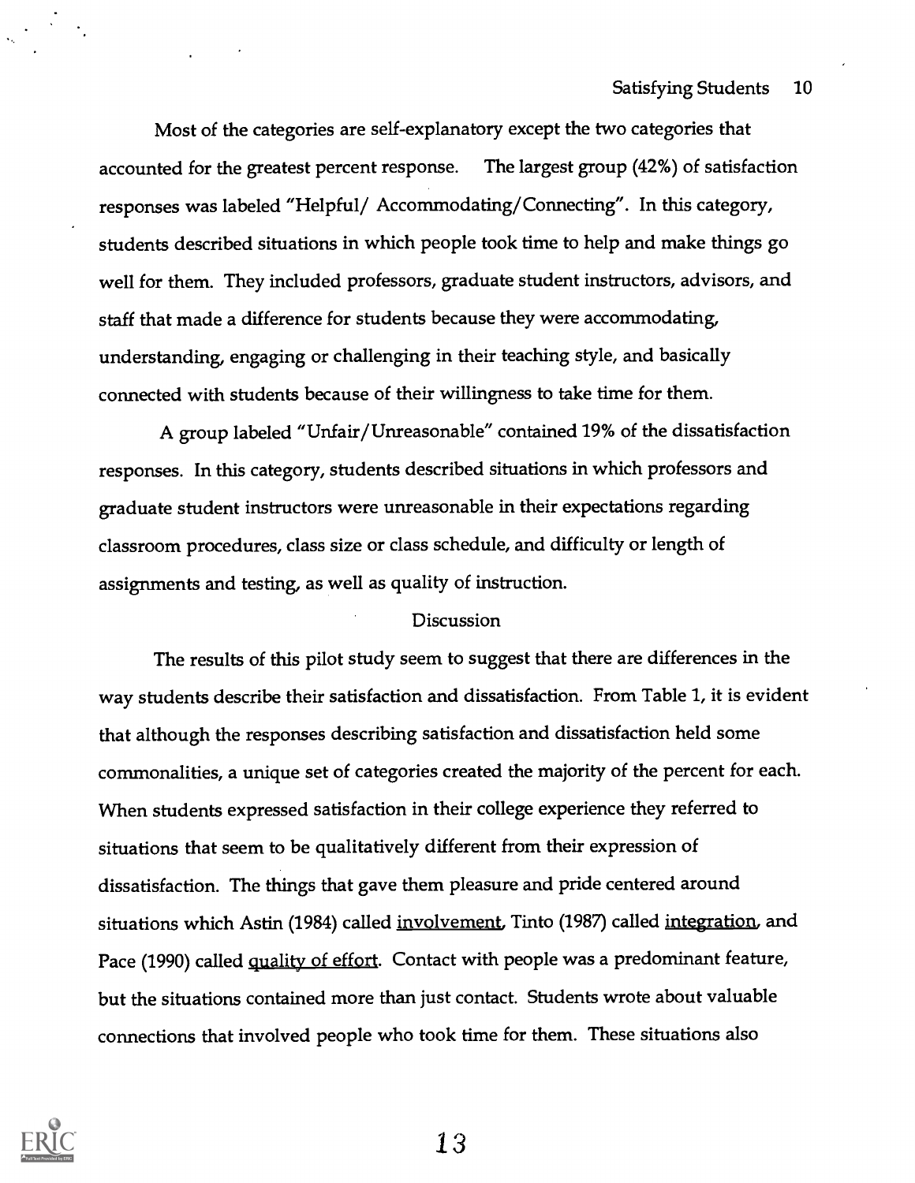Most of the categories are self-explanatory except the two categories that accounted for the greatest percent response. The largest group (42%) of satisfaction responses was labeled "Helpful/ Accommodating/Connecting". In this category, students described situations in which people took time to help and make things go well for them. They included professors, graduate student instructors, advisors, and staff that made a difference for students because they were accommodating, understanding, engaging or challenging in their teaching style, and basically connected with students because of their willingness to take time for them.

A group labeled "Unfair/Unreasonable" contained 19% of the dissatisfaction responses. In this category, students described situations in which professors and graduate student instructors were unreasonable in their expectations regarding classroom procedures, class size or class schedule, and difficulty or length of assignments and testing, as well as quality of instruction.

## Discussion

The results of this pilot study seem to suggest that there are differences in the way students describe their satisfaction and dissatisfaction. From Table 1, it is evident that although the responses describing satisfaction and dissatisfaction held some commonalities, a unique set of categories created the majority of the percent for each. When students expressed satisfaction in their college experience they referred to situations that seem to be qualitatively different from their expression of dissatisfaction. The things that gave them pleasure and pride centered around situations which Astin (1984) called <u>involvement</u>, Tinto (1987) called <u>integration</u>, and Pace (1990) called <u>quality of effort</u>. Contact with people was a predominant feature, but the situations contained more than just contact. Students wrote about valuable connections that involved people who took time for them. These situations also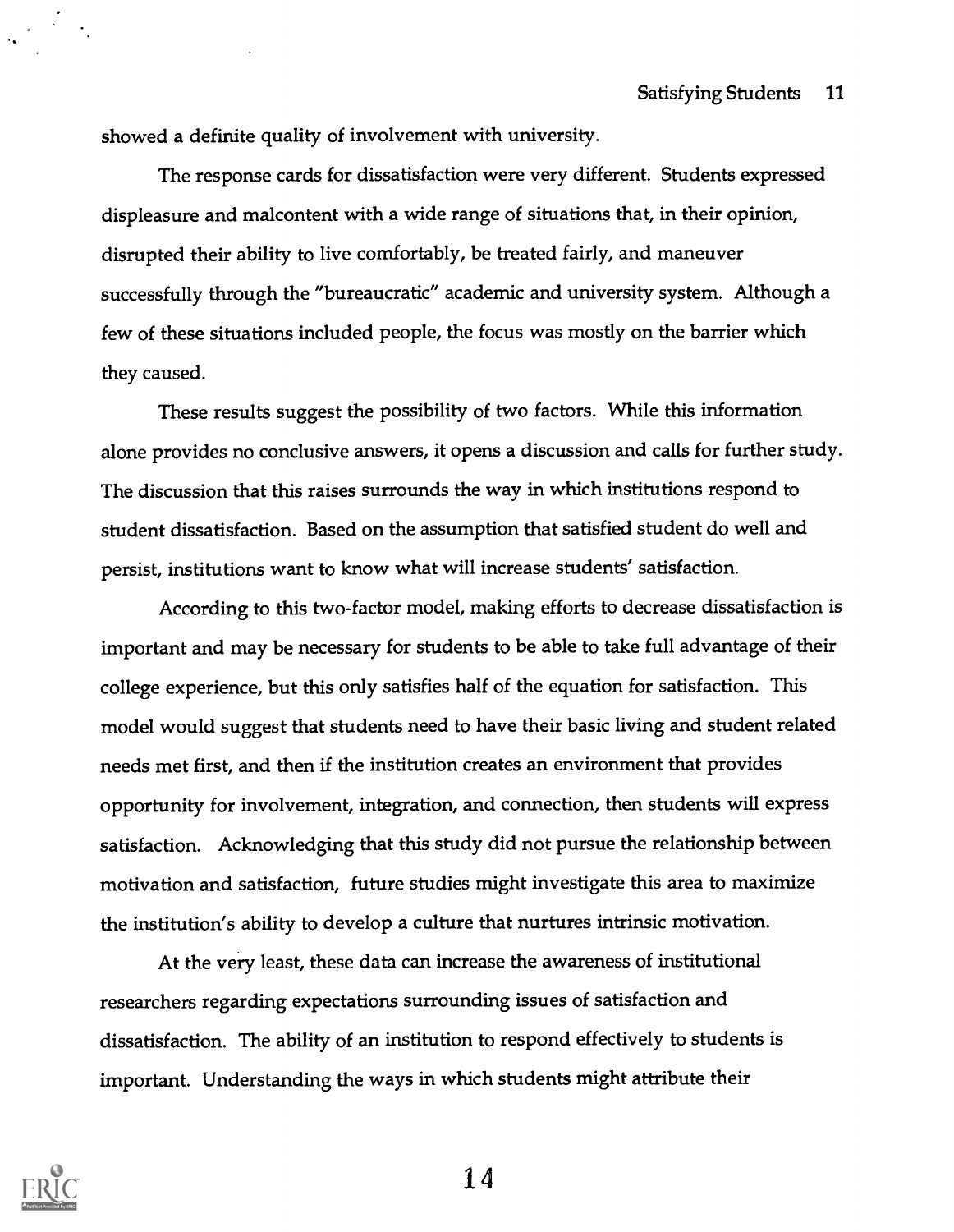showed a definite quality of involvement with university.

The response cards for dissatisfaction were very different. Students expressed displeasure and malcontent with a wide range of situations that, in their opinion, disrupted their ability to live comfortably, be treated fairly, and maneuver successfully through the "bureaucratic" academic and university system. Although a few of these situations included people, the focus was mostly on the barrier which they caused.

These results suggest the possibility of two factors. While this information alone provides no conclusive answers, it opens a discussion and calls for further study. The discussion that this raises surrounds the way in which institutions respond to student dissatisfaction. Based on the assumption that satisfied student do well and persist, institutions want to know what will increase students' satisfaction.

According to this two-factor model, making efforts to decrease dissatisfaction is important and may be necessary for students to be able to take full advantage of their college experience, but this only satisfies half of the equation for satisfaction. This model would suggest that students need to have their basic living and student related needs met first, and then if the institution creates an environment that provides opportunity for involvement, integration, and connection, then students will express satisfaction. Acknowledging that this study did not pursue the relationship between motivation and satisfaction, future studies might investigate this area to maximize the institution's ability to develop a culture that nurtures intrinsic motivation.

At the very least, these data can increase the awareness of institutional researchers regarding expectations surrounding issues of satisfaction and dissatisfaction. The ability of an institution to respond effectively to students is important. Understanding the ways in which students might attribute their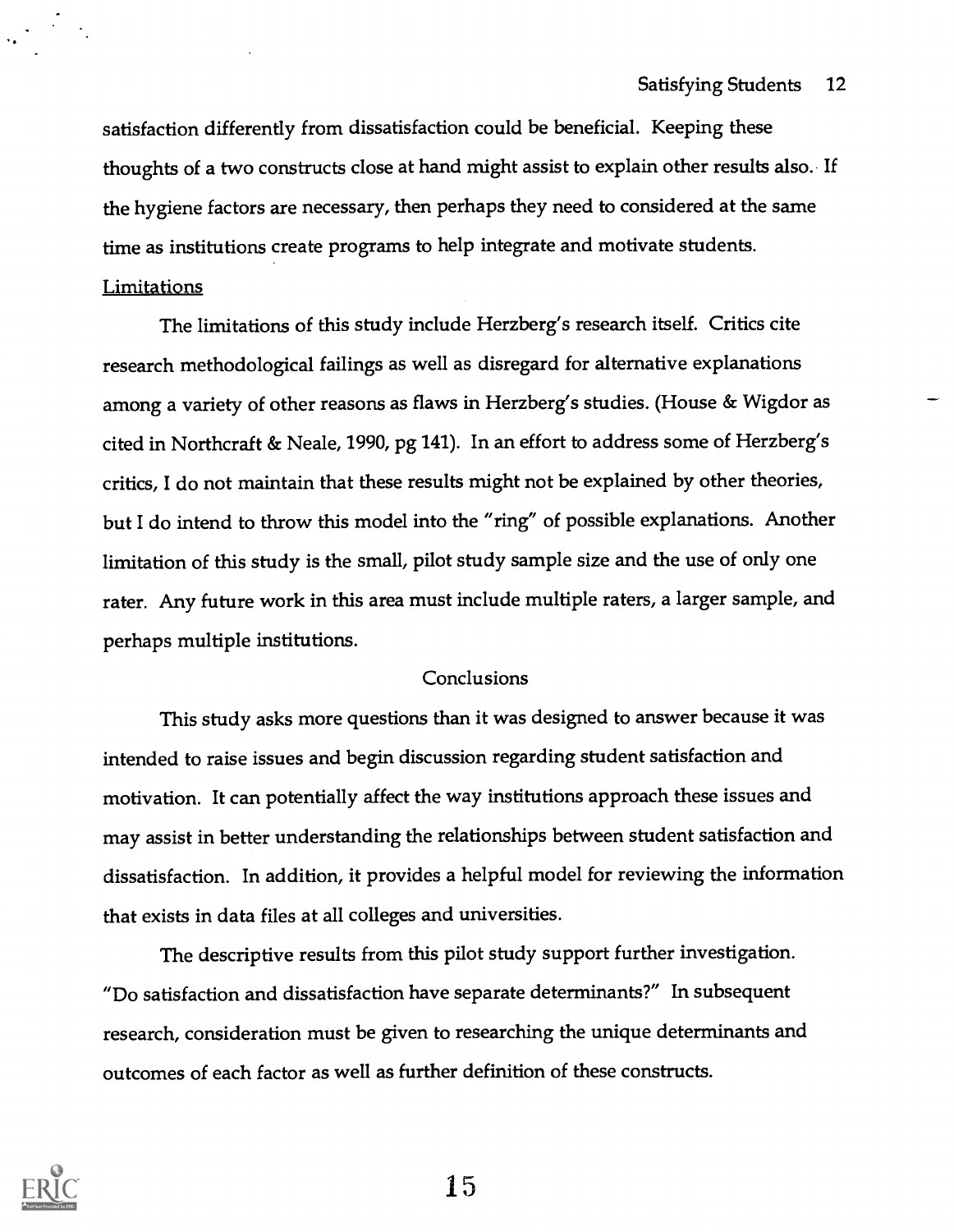satisfaction differently from dissatisfaction could be beneficial. Keeping these thoughts of a two constructs close at hand might assist to explain other results also. If the hygiene factors are necessary, then perhaps they need to considered at the same time as institutions create programs to help integrate and motivate students.

### Limitations

The limitations of this study include Herzberg's research itself. Critics cite research methodological failings as well as disregard for alternative explanations among a variety of other reasons as flaws in Herzberg's studies. (House & Wigdor as cited in Northcraft & Neale, 1990, pg 141). In an effort to address some of Herzberg's critics, I do not maintain that these results might not be explained by other theories, but I do intend to throw this model into the "ring" of possible explanations. Another limitation of this study is the small, pilot study sample size and the use of only one rater. Any future work in this area must include multiple raters, a larger sample, and perhaps multiple institutions.

## Conclusions

This study asks more questions than it was designed to answer because it was intended to raise issues and begin discussion regarding student satisfaction and motivation. It can potentially affect the way institutions approach these issues and may assist in better understanding the relationships between student satisfaction and dissatisfaction. In addition, it provides a helpful model for reviewing the information that exists in data files at all colleges and universities.

The descriptive results from this pilot study support further investigation. "Do satisfaction and dissatisfaction have separate determinants?" In subsequent research, consideration must be given to researching the unique determinants and outcomes of each factor as well as further definition of these constructs.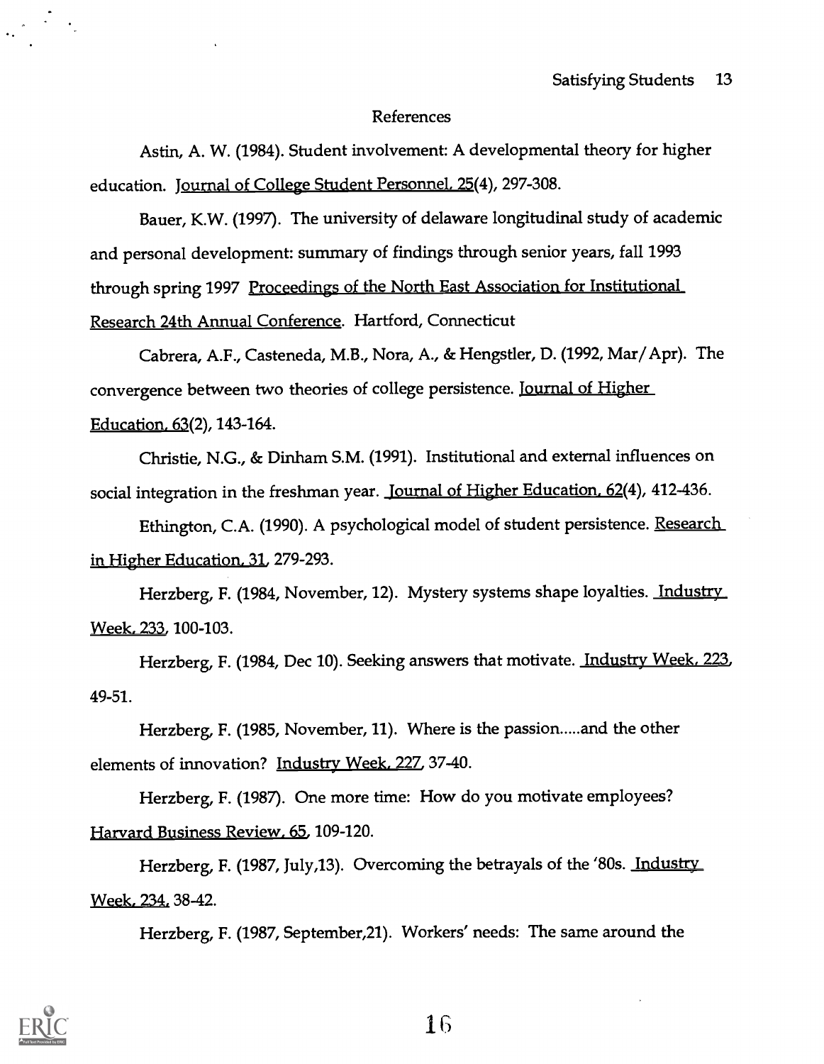# References

Astin, A. W. (1984). Student involvement: A developmental theory for higher education. Journal of College Student Personnel. 25(4), 297-308.

Bauer, K.W. (1997). The university of delaware longitudinal study of academic and personal development: summary of findings through senior years, fall 1993 through spring 1997 Proceedings of the North East Association for Institutional Research 24th Annual Conference. Hartford, Connecticut

Cabrera, A.F., Casteneda, M.B., Nora, A., & Hengstler, D. (1992, Mar/Apr). The convergence between two theories of college persistence. Journal of Higher Education. 63(2), 143-164.

Christie, N.G., & Dinham S.M. (1991). Institutional and external influences on social integration in the freshman year. Journal of Higher Education. 62(4), 412-436.

Ethington, C.A. (1990). A psychological model of student persistence. Research in Higher Education. 31, 279-293.

Herzberg, F. (1984, November, 12). Mystery systems shape loyalties. Industry Week. 233, 100-103.

Herzberg, F. (1984, Dec 10). Seeking answers that motivate. Industry Week. 223, 49-51.

Herzberg, F. (1985, November, 11). Where is the passion.....and the other elements of innovation? Industry Week. 227, 37-40.

Herzberg, F. (1987). One more time: How do you motivate employees? Harvard Business Review. 65, 109-120.

Herzberg, F. (1987, July,13). Overcoming the betrayals of the '80s. Industry Week. 234, 38-42.

Herzberg, F. (1987, September,21). Workers' needs: The same around the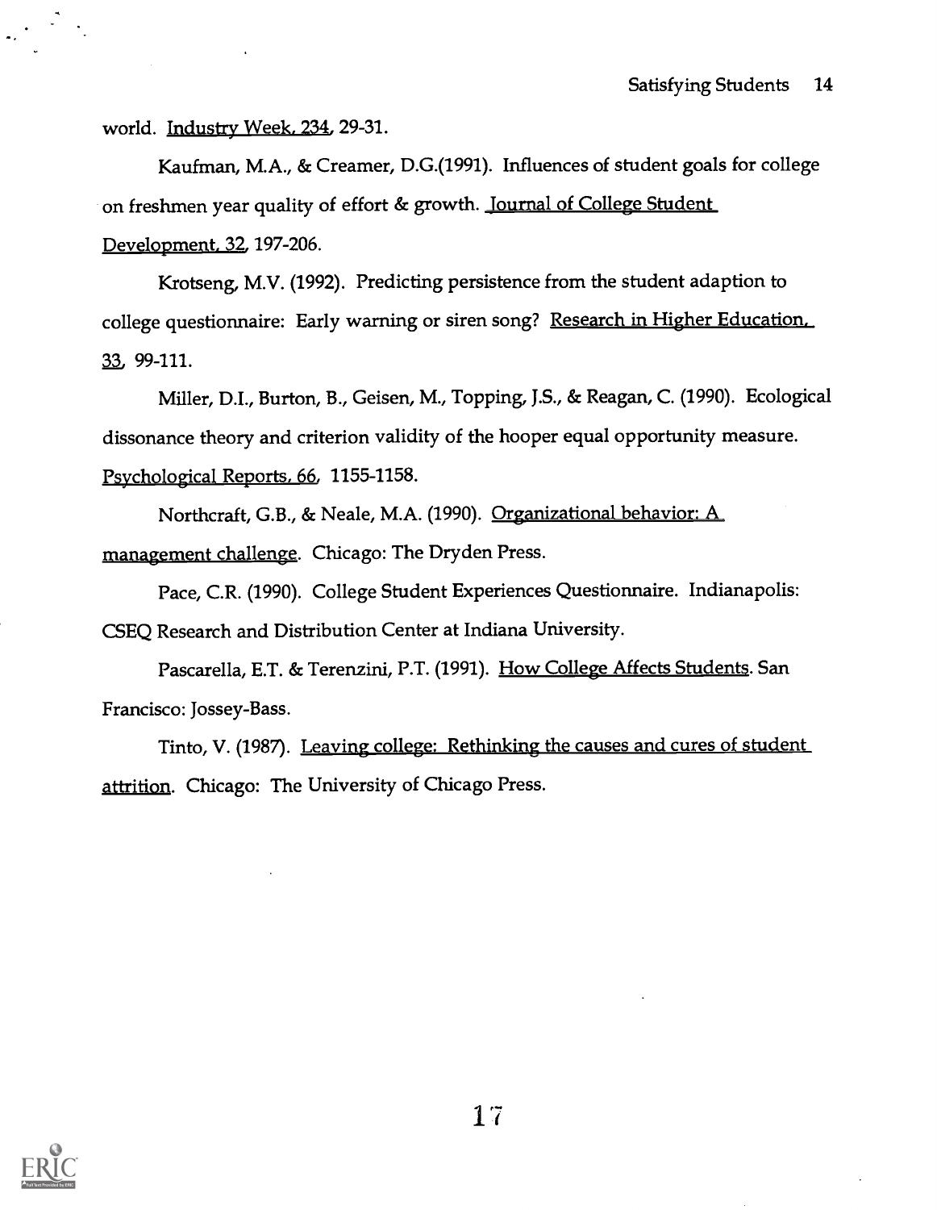world. Industry Week, 234, 29-31.

Kaufman, M.A., & Creamer, D.G.(1991). Influences of student goals for college on freshmen year quality of effort & growth. Journal of College Student Development, 32, 197-206.

Krotseng, M.V. (1992). Predicting persistence from the student adaption to college questionnaire: Early warning or siren song? Research in Higher Education, 33, 99-111.

Miller, D.I., Burton, B., Geisen, M., Topping, J.S., & Reagan, C. (1990). Ecological dissonance theory and criterion validity of the hooper equal opportunity measure. Psychological Reports, 66, 1155-1158.

Northcraft, G.B., & Neale, M.A. (1990). Organizational behavior: A management challenge. Chicago: The Dryden Press.

Pace, C.R. (1990). College Student Experiences Questionnaire. Indianapolis: CSEQ Research and Distribution Center at Indiana University.

Pascarella, E.T. & Terenzini, P.T. (1991). How College Affects Students. San Francisco: Jossey-Bass.

Tinto, V. (1987). Leaving college: Rethinking the causes and cures of student attrition. Chicago: The University of Chicago Press.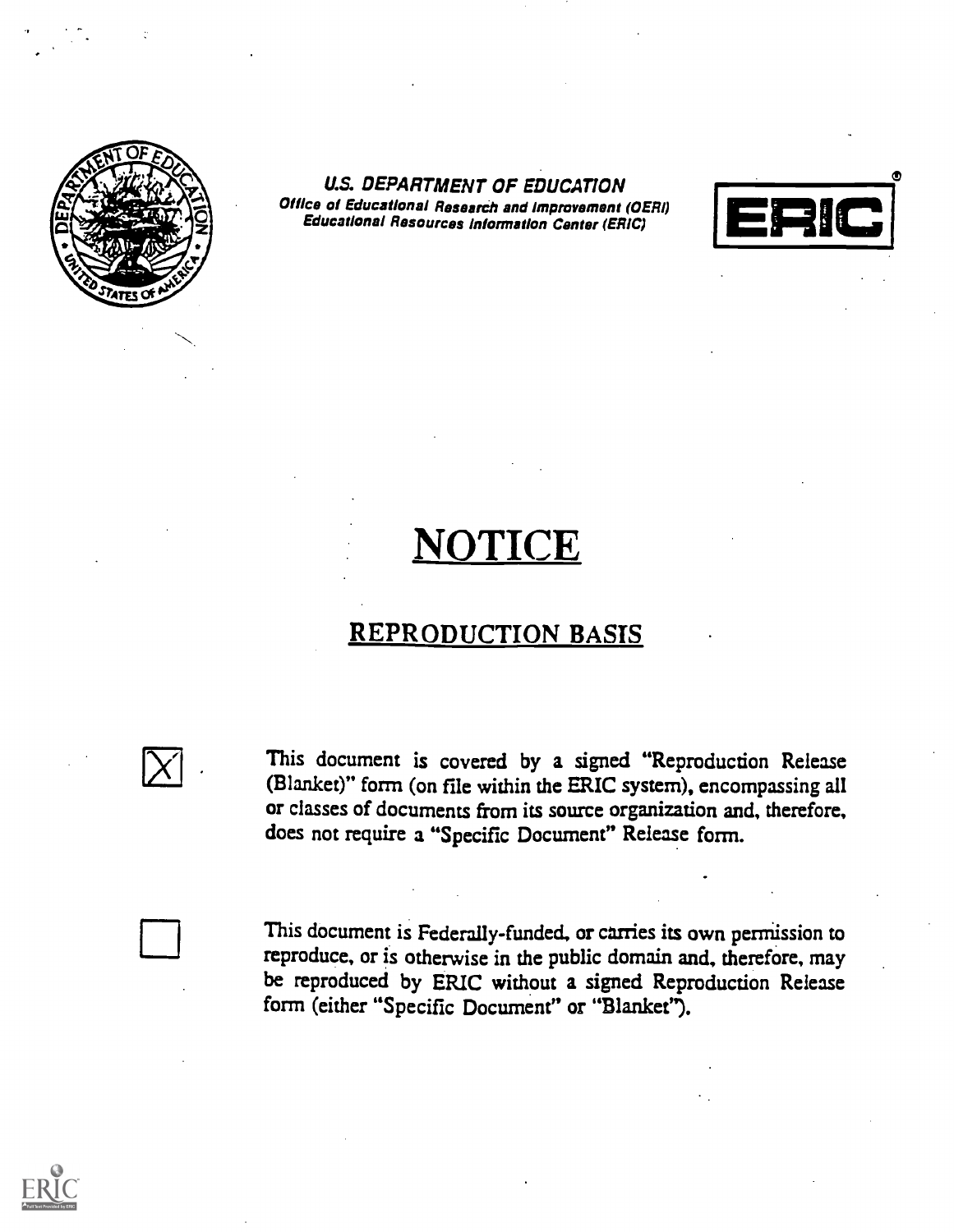U.S. DEPARTMENT OF EDUCATION

*Office of Educational Research and Improvement (OERI)*

*Educational Resources Information Center (ERIC)*

ERIC

# NOTICE

## REPRODUCTION BASIS

☒ This document is covered by a signed "Reproduction Release (Blanket)" form (on file within the ERIC system), encompassing all or classes of documents from its source organization and, therefore, does not require a "Specific Document" Release form.

☐ This document is Federally-funded, or carries its own permission to reproduce, or is otherwise in the public domain and, therefore, may be reproduced by ERIC without a signed Reproduction Release form (either "Specific Document" or "Blanket").